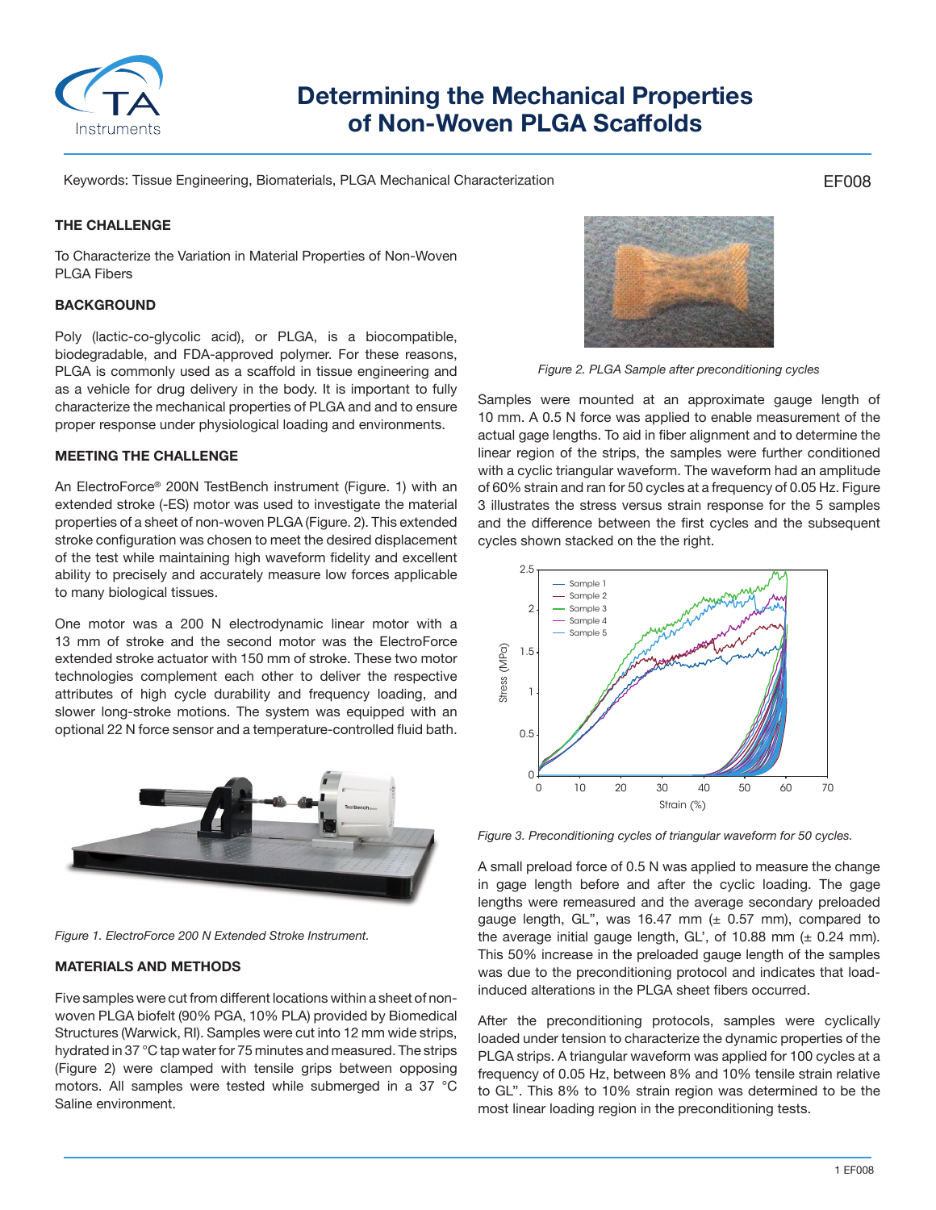# Determining the Mechanical Properties of Non-Woven PLGA Scaffolds

Keywords: Tissue Engineering, Biomaterials, PLGA Mechanical Characterization

EF008

## THE CHALLENGE

To Characterize the Variation in Material Properties of Non-Woven PLGA Fibers

## BACKGROUND

Poly (lactic-co-glycolic acid), or PLGA, is a biocompatible, biodegradable, and FDA-approved polymer. For these reasons, PLGA is commonly used as a scaffold in tissue engineering and as a vehicle for drug delivery in the body. It is important to fully characterize the mechanical properties of PLGA and to ensure proper response under physiological loading and environments.

## MEETING THE CHALLENGE

An ElectroForce® 200N TestBench instrument (Figure. 1) with an extended stroke (-ES) motor was used to investigate the material properties of a sheet of non-woven PLGA (Figure. 2). This extended stroke configuration was chosen to meet the desired displacement of the test while maintaining high waveform fidelity and excellent ability to precisely and accurately measure low forces applicable to many biological tissues.

One motor was a 200 N electrodynamic linear motor with a 13 mm of stroke and the second motor was the ElectroForce extended stroke actuator with 150 mm of stroke. These two motor technologies complement each other to deliver the respective attributes of high cycle durability and frequency loading, and slower long-stroke motions. The system was equipped with an optional 22 N force sensor and a temperature-controlled fluid bath.

*Figure 1. ElectroForce 200 N Extended Stroke Instrument.*

## MATERIALS AND METHODS

Five samples were cut from different locations within a sheet of non-woven PLGA biofelt (90% PGA, 10% PLA) provided by Biomedical Structures (Warwick, RI). Samples were cut into 12 mm wide strips, hydrated in 37 °C tap water for 75 minutes and measured. The strips (Figure 2) were clamped with tensile grips between opposing motors. All samples were tested while submerged in a 37 °C Saline environment.

*Figure 2. PLGA Sample after preconditioning cycles*

Samples were mounted at an approximate gauge length of 10 mm. A 0.5 N force was applied to enable measurement of the actual gage lengths. To aid in fiber alignment and to determine the linear region of the strips, the samples were further conditioned with a cyclic triangular waveform. The waveform had an amplitude of 60% strain and ran for 50 cycles at a frequency of 0.05 Hz. Figure 3 illustrates the stress versus strain response for the 5 samples and the difference between the first cycles and the subsequent cycles shown stacked on the the right.

*Figure 3. Preconditioning cycles of triangular waveform for 50 cycles.*

A small preload force of 0.5 N was applied to measure the change in gage length before and after the cyclic loading. The gage lengths were remeasured and the average secondary preloaded gauge length, GL", was 16.47 mm (± 0.57 mm), compared to the average initial gauge length, GL', of 10.88 mm (± 0.24 mm). This 50% increase in the preloaded gauge length of the samples was due to the preconditioning protocol and indicates that load-induced alterations in the PLGA sheet fibers occurred.

After the preconditioning protocols, samples were cyclically loaded under tension to characterize the dynamic properties of the PLGA strips. A triangular waveform was applied for 100 cycles at a frequency of 0.05 Hz, between 8% and 10% tensile strain relative to GL". This 8% to 10% strain region was determined to be the most linear loading region in the preconditioning tests.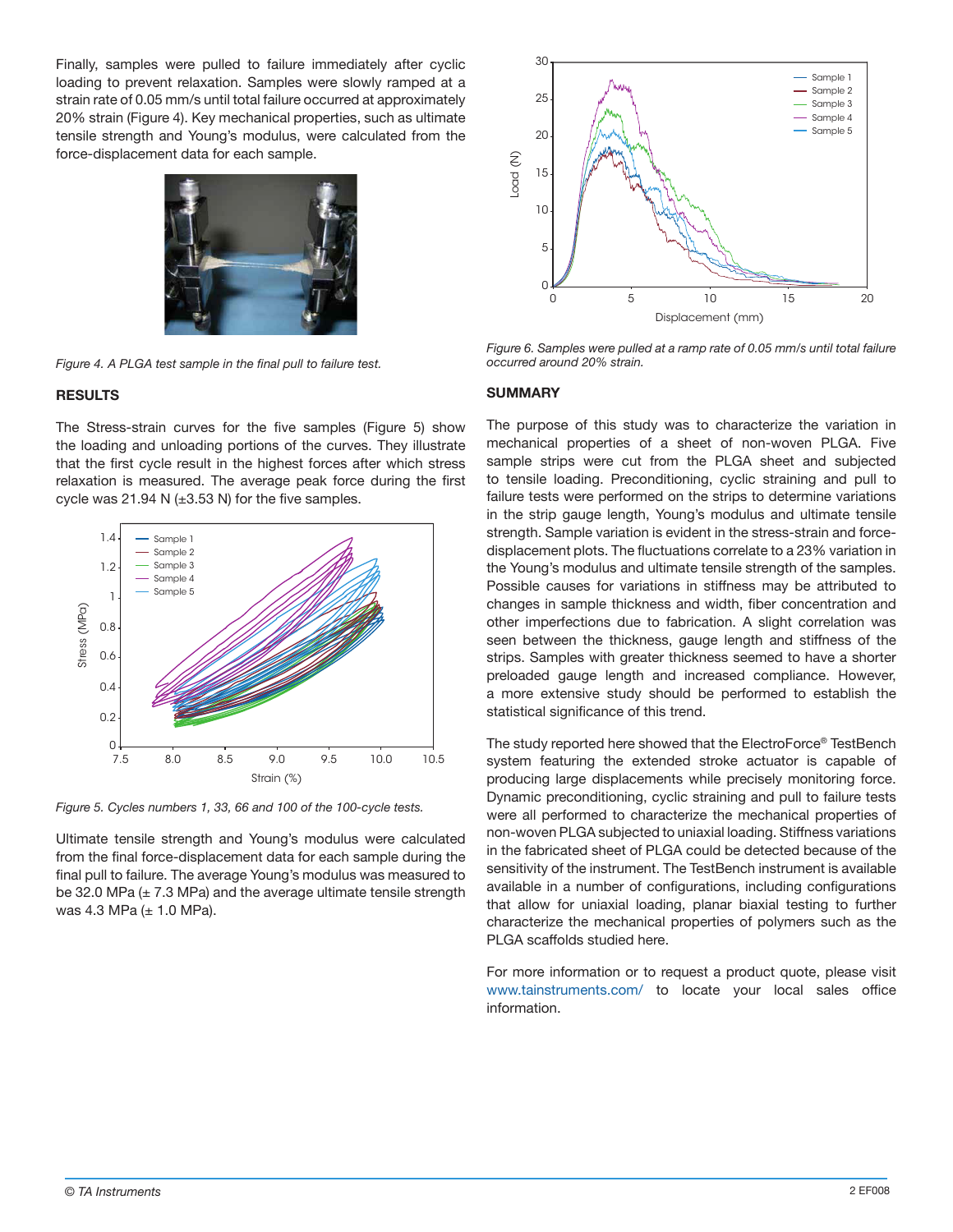Finally, samples were pulled to failure immediately after cyclic loading to prevent relaxation. Samples were slowly ramped at a strain rate of 0.05 mm/s until total failure occurred at approximately 20% strain (Figure 4). Key mechanical properties, such as ultimate tensile strength and Young's modulus, were calculated from the force-displacement data for each sample.

*Figure 4. A PLGA test sample in the final pull to failure test.*

## RESULTS

The Stress-strain curves for the five samples (Figure 5) show the loading and unloading portions of the curves. They illustrate that the first cycle result in the highest forces after which stress relaxation is measured. The average peak force during the first cycle was 21.94 N (±3.53 N) for the five samples.

Stress (MPa)
Strain (%)
Sample 1
Sample 2
Sample 3
Sample 4
Sample 5
0
0.2
0.4
0.6
0.8
1
1.2
1.4
7.5
8.0
8.5
9.0
9.5
10.0
10.5

*Figure 5. Cycles numbers 1, 33, 66 and 100 of the 100-cycle tests.*

Ultimate tensile strength and Young's modulus were calculated from the final force-displacement data for each sample during the final pull to failure. The average Young's modulus was measured to be 32.0 MPa (± 7.3 MPa) and the average ultimate tensile strength was 4.3 MPa (± 1.0 MPa).

Load (N)
Displacement (mm)
Sample 1
Sample 2
Sample 3
Sample 4
Sample 5
0
5
10
15
20
25
30
0
5
10
15
20

*Figure 6. Samples were pulled at a ramp rate of 0.05 mm/s until total failure occurred around 20% strain.*

## SUMMARY

The purpose of this study was to characterize the variation in mechanical properties of a sheet of non-woven PLGA. Five sample strips were cut from the PLGA sheet and subjected to tensile loading. Preconditioning, cyclic straining and pull to failure tests were performed on the strips to determine variations in the strip gauge length, Young's modulus and ultimate tensile strength. Sample variation is evident in the stress-strain and force-displacement plots. The fluctuations correlate to a 23% variation in the Young's modulus and ultimate tensile strength of the samples. Possible causes for variations in stiffness may be attributed to changes in sample thickness and width, fiber concentration and other imperfections due to fabrication. A slight correlation was seen between the thickness, gauge length and stiffness of the strips. Samples with greater thickness seemed to have a shorter preloaded gauge length and increased compliance. However, a more extensive study should be performed to establish the statistical significance of this trend.

The study reported here showed that the ElectroForce® TestBench system featuring the extended stroke actuator is capable of producing large displacements while precisely monitoring force. Dynamic preconditioning, cyclic straining and pull to failure tests were all performed to characterize the mechanical properties of non-woven PLGA subjected to uniaxial loading. Stiffness variations in the fabricated sheet of PLGA could be detected because of the sensitivity of the instrument. The TestBench instrument is available available in a number of configurations, including configurations that allow for uniaxial loading, planar biaxial testing to further characterize the mechanical properties of polymers such as the PLGA scaffolds studied here.

For more information or to request a product quote, please visit www.tainstruments.com/ to locate your local sales office information.